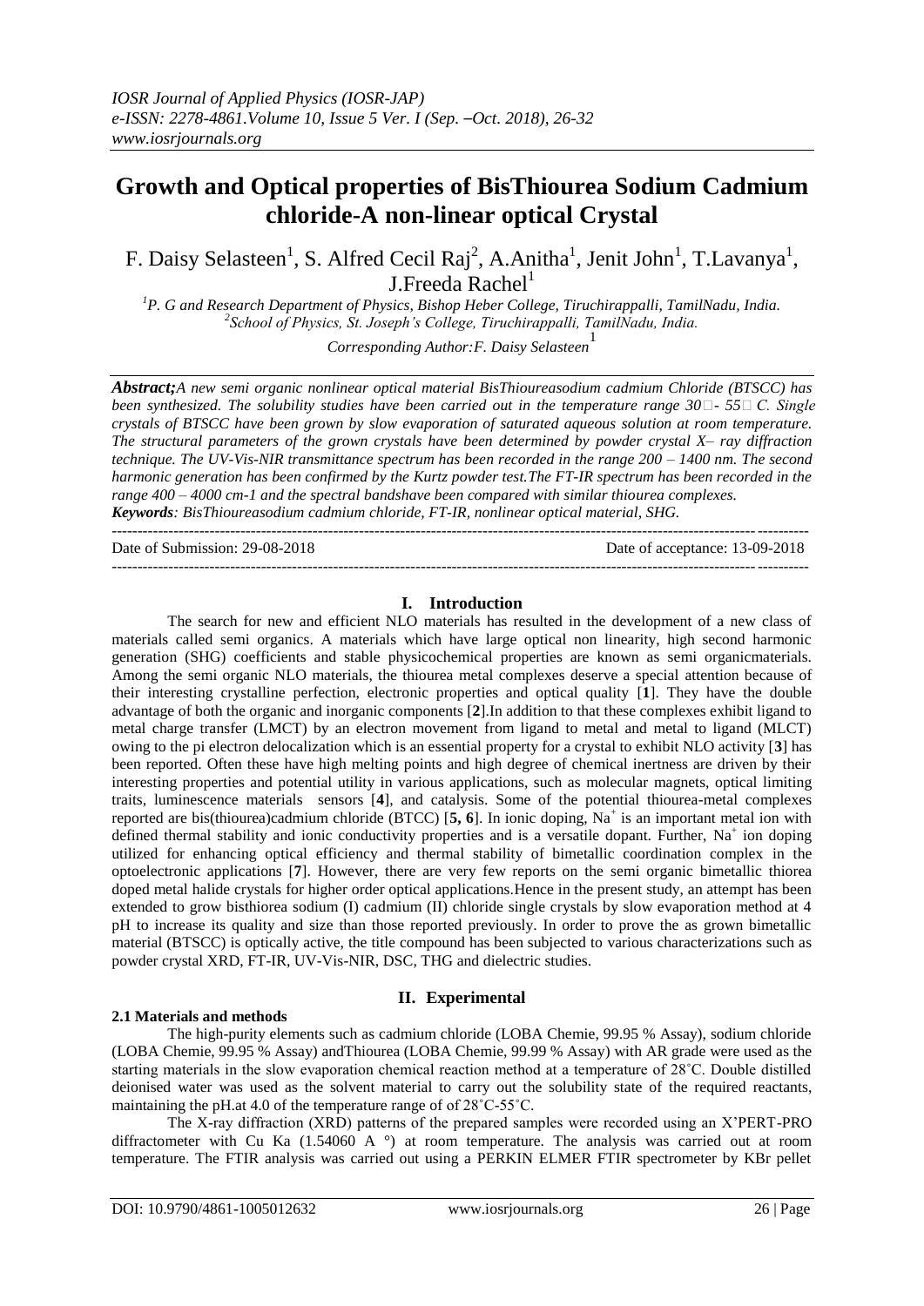# Growth and Optical properties of BisThiourea Sodium Cadmium chloride-A non-linear optical Crystal

F. Daisy Selasteen[1], S. Alfred Cecil Raj[2], A.Anitha[1], Jenit John[1], T.Lavanya[1], J.Freeda Rachel[1]

[1]P. G and Research Department of Physics, Bishop Heber College, Tiruchirappalli, TamilNadu, India.
[2]School of Physics, St. Joseph's College, Tiruchirappalli, TamilNadu, India.
*Corresponding Author:F. Daisy Selasteen*[1]

***Abstract;*** *A new semi organic nonlinear optical material BisThioureasodium cadmium Chloride (BTSCC) has been synthesized. The solubility studies have been carried out in the temperature range 30□- 55□ C. Single crystals of BTSCC have been grown by slow evaporation of saturated aqueous solution at room temperature. The structural parameters of the grown crystals have been determined by powder crystal X– ray diffraction technique. The UV-Vis-NIR transmittance spectrum has been recorded in the range 200 – 1400 nm. The second harmonic generation has been confirmed by the Kurtz powder test.The FT-IR spectrum has been recorded in the range 400 – 4000 cm-1 and the spectral bandshave been compared with similar thiourea complexes.*
***Keywords****: BisThioureasodium cadmium chloride, FT-IR, nonlinear optical material, SHG.*

---

Date of Submission: 29-08-2018 Date of acceptance: 13-09-2018

---

## I. Introduction

The search for new and efficient NLO materials has resulted in the development of a new class of materials called semi organics. A materials which have large optical non linearity, high second harmonic generation (SHG) coefficients and stable physicochemical properties are known as semi organicmaterials. Among the semi organic NLO materials, the thiourea metal complexes deserve a special attention because of their interesting crystalline perfection, electronic properties and optical quality [**1**]. They have the double advantage of both the organic and inorganic components [**2**].In addition to that these complexes exhibit ligand to metal charge transfer (LMCT) by an electron movement from ligand to metal and metal to ligand (MLCT) owing to the pi electron delocalization which is an essential property for a crystal to exhibit NLO activity [**3**] has been reported. Often these have high melting points and high degree of chemical inertness are driven by their interesting properties and potential utility in various applications, such as molecular magnets, optical limiting traits, luminescence materials sensors [**4**], and catalysis. Some of the potential thiourea-metal complexes reported are bis(thiourea)cadmium chloride (BTCC) [**5, 6**]. In ionic doping, $Na^+$ is an important metal ion with defined thermal stability and ionic conductivity properties and is a versatile dopant. Further, $Na^+$ ion doping utilized for enhancing optical efficiency and thermal stability of bimetallic coordination complex in the optoelectronic applications [**7**]. However, there are very few reports on the semi organic bimetallic thiorea doped metal halide crystals for higher order optical applications.Hence in the present study, an attempt has been extended to grow bisthiorea sodium (I) cadmium (II) chloride single crystals by slow evaporation method at 4 pH to increase its quality and size than those reported previously. In order to prove the as grown bimetallic material (BTSCC) is optically active, the title compound has been subjected to various characterizations such as powder crystal XRD, FT-IR, UV-Vis-NIR, DSC, THG and dielectric studies.

## II. Experimental

### 2.1 Materials and methods

The high-purity elements such as cadmium chloride (LOBA Chemie, 99.95 % Assay), sodium chloride (LOBA Chemie, 99.95 % Assay) andThiourea (LOBA Chemie, 99.99 % Assay) with AR grade were used as the starting materials in the slow evaporation chemical reaction method at a temperature of 28˚C. Double distilled deionised water was used as the solvent material to carry out the solubility state of the required reactants, maintaining the pH.at 4.0 of the temperature range of of 28˚C-55˚C.

The X-ray diffraction (XRD) patterns of the prepared samples were recorded using an X'PERT-PRO diffractometer with Cu Ka (1.54060 A °) at room temperature. The analysis was carried out at room temperature. The FTIR analysis was carried out using a PERKIN ELMER FTIR spectrometer by KBr pellet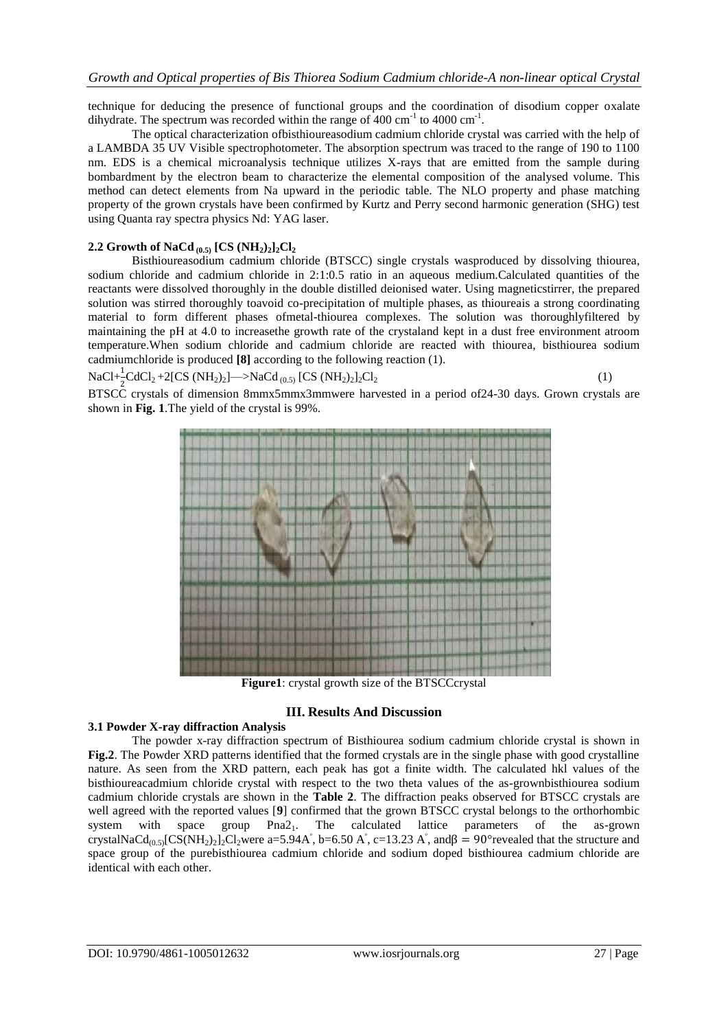technique for deducing the presence of functional groups and the coordination of disodium copper oxalate dihydrate. The spectrum was recorded within the range of 400 $cm^{-1}$ to 4000 $cm^{-1}$.

The optical characterization ofbisthioureasodium cadmium chloride crystal was carried with the help of a LAMBDA 35 UV Visible spectrophotometer. The absorption spectrum was traced to the range of 190 to 1100 nm. EDS is a chemical microanalysis technique utilizes X-rays that are emitted from the sample during bombardment by the electron beam to characterize the elemental composition of the analysed volume. This method can detect elements from Na upward in the periodic table. The NLO property and phase matching property of the grown crystals have been confirmed by Kurtz and Perry second harmonic generation (SHG) test using Quanta ray spectra physics Nd: YAG laser.

### 2.2 Growth of $NaCd_{(0.5)}[CS(NH_2)_2]_2Cl_2$

Bisthioureasodium cadmium chloride (BTSCC) single crystals wasproduced by dissolving thiourea, sodium chloride and cadmium chloride in 2:1:0.5 ratio in an aqueous medium.Calculated quantities of the reactants were dissolved thoroughly in the double distilled deionised water. Using magneticstirrer, the prepared solution was stirred thoroughly toavoid co-precipitation of multiple phases, as thioureais a strong coordinating material to form different phases ofmetal-thiourea complexes. The solution was thoroughlyfiltered by maintaining the pH at 4.0 to increasethe growth rate of the crystaland kept in a dust free environment atroom temperature.When sodium chloride and cadmium chloride are reacted with thiourea, bisthiourea sodium cadmiumchloride is produced **[8]** according to the following reaction (1).

$$NaCl + \frac{1}{2}CdCl_2 + 2[CS(NH_2)_2] \longrightarrow NaCd_{(0.5)}[CS(NH_2)_2]_2Cl_2 \quad (1)$$

BTSCC crystals of dimension 8mmx5mmx3mmwere harvested in a period of24-30 days. Grown crystals are shown in **Fig. 1**.The yield of the crystal is 99%.

**Figure1**: crystal growth size of the BTSCCcrystal

## III. Results And Discussion

### 3.1 Powder X-ray diffraction Analysis

The powder x-ray diffraction spectrum of Bisthiourea sodium cadmium chloride crystal is shown in **Fig.2**. The Powder XRD patterns identified that the formed crystals are in the single phase with good crystalline nature. As seen from the XRD pattern, each peak has got a finite width. The calculated hkl values of the bisthioureacadmium chloride crystal with respect to the two theta values of the as-grownbisthiourea sodium cadmium chloride crystals are shown in the **Table 2**. The diffraction peaks observed for BTSCC crystals are well agreed with the reported values [**9**] confirmed that the grown BTSCC crystal belongs to the orthorhombic system with space group $Pna2_1$. The calculated lattice parameters of the as-grown crystal$NaCd_{(0.5)}[CS(NH_2)_2]_2Cl_2$were a=5.94A°, b=6.50 A°, c=13.23 A°, and$\beta = 90°$revealed that the structure and space group of the purebisthiourea cadmium chloride and sodium doped bisthiourea cadmium chloride are identical with each other.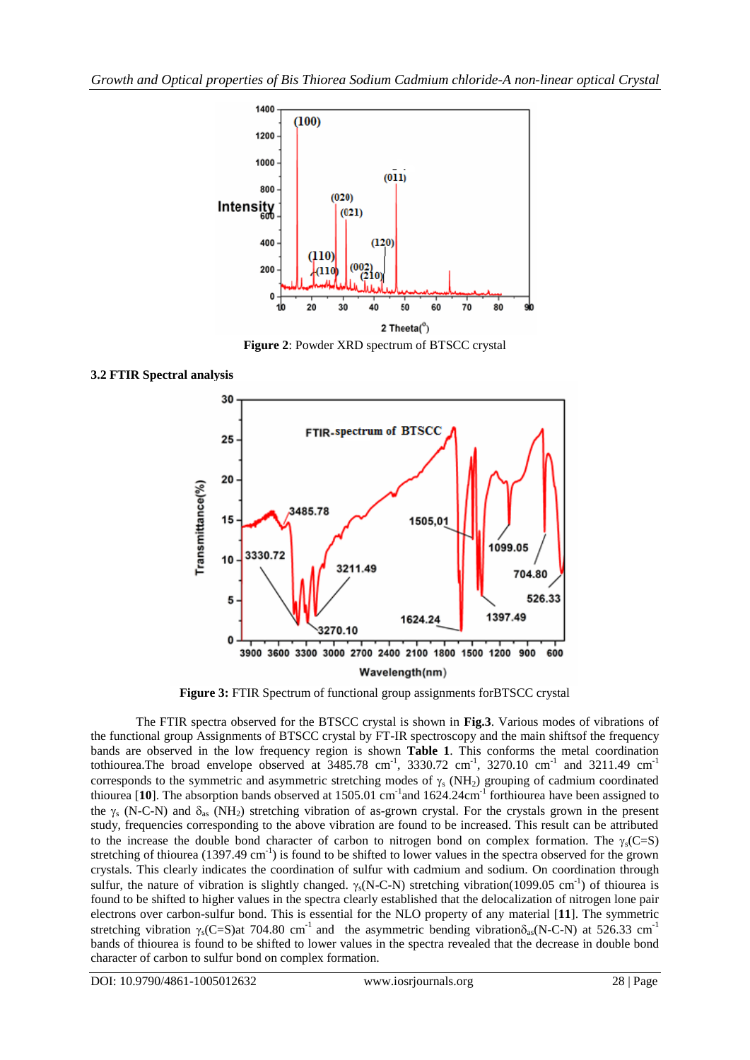**Figure 2**: Powder XRD spectrum of BTSCC crystal

### 3.2 FTIR Spectral analysis

**Figure 3:** FTIR Spectrum of functional group assignments forBTSCC crystal

The FTIR spectra observed for the BTSCC crystal is shown in **Fig.3**. Various modes of vibrations of the functional group Assignments of BTSCC crystal by FT-IR spectroscopy and the main shiftsof the frequency bands are observed in the low frequency region is shown **Table 1**. This conforms the metal coordination tothiourea.The broad envelope observed at 3485.78 $cm^{-1}$, 3330.72 $cm^{-1}$, 3270.10 $cm^{-1}$ and 3211.49 $cm^{-1}$ corresponds to the symmetric and asymmetric stretching modes of $\gamma_s$ ($NH_2$) grouping of cadmium coordinated thiourea [**10**]. The absorption bands observed at 1505.01 $cm^{-1}$and 1624.24$cm^{-1}$ forthiourea have been assigned to the $\gamma_s$ (N-C-N) and $\delta_{as}$ ($NH_2$) stretching vibration of as-grown crystal. For the crystals grown in the present study, frequencies corresponding to the above vibration are found to be increased. This result can be attributed to the increase the double bond character of carbon to nitrogen bond on complex formation. The $\gamma_s$(C=S) stretching of thiourea (1397.49 $cm^{-1}$) is found to be shifted to lower values in the spectra observed for the grown crystals. This clearly indicates the coordination of sulfur with cadmium and sodium. On coordination through sulfur, the nature of vibration is slightly changed. $\gamma_s$(N-C-N) stretching vibration(1099.05 $cm^{-1}$) of thiourea is found to be shifted to higher values in the spectra clearly established that the delocalization of nitrogen lone pair electrons over carbon-sulfur bond. This is essential for the NLO property of any material [**11**]. The symmetric stretching vibration $\gamma_s$(C=S)at 704.80 $cm^{-1}$ and the asymmetric bending vibration$\delta_{as}$(N-C-N) at 526.33 $cm^{-1}$ bands of thiourea is found to be shifted to lower values in the spectra revealed that the decrease in double bond character of carbon to sulfur bond on complex formation.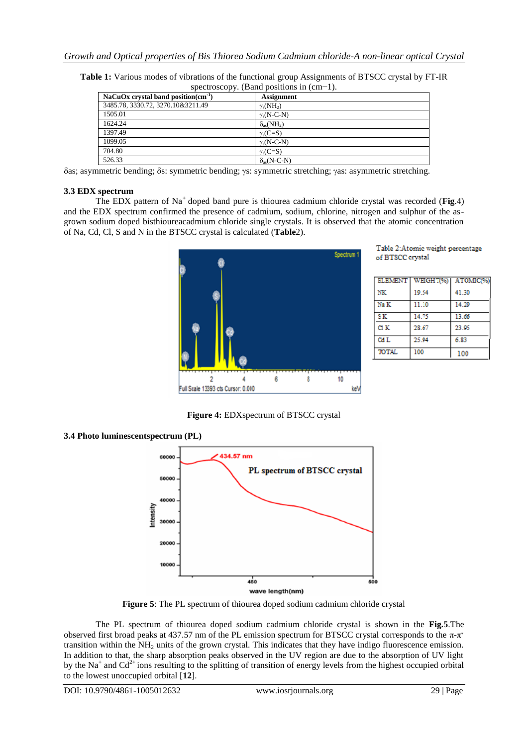**Table 1:** Various modes of vibrations of the functional group Assignments of BTSCC crystal by FT-IR spectroscopy. (Band positions in (cm−1).

| NaCuOx crystal band position($cm^{-1}$) | Assignment |
|---|---|
| 3485.78, 3330.72, 3270.10&3211.49 | $\gamma_s(NH_2)$ |
| 1505.01 | $\gamma_s$(N-C-N) |
| 1624.24 | $\delta_{as}(NH_2)$ |
| 1397.49 | $\gamma_s$(C=S) |
| 1099.05 | $\gamma_s$(N-C-N) |
| 704.80 | $\gamma_s$(C=S) |
| 526.33 | $\delta_{as}$(N-C-N) |

δas; asymmetric bending; δs: symmetric bending; γs: symmetric stretching; γas: asymmetric stretching.

### 3.3 EDX spectrum

The EDX pattern of $Na^+$ doped band pure is thiourea cadmium chloride crystal was recorded (**Fig**.4) and the EDX spectrum confirmed the presence of cadmium, sodium, chlorine, nitrogen and sulphur of the as-grown sodium doped bisthioureacadmium chloride single crystals. It is observed that the atomic concentration of Na, Cd, Cl, S and N in the BTSCC crystal is calculated (**Table**2).

Table 2:Atomic weight percentage of BTSCC crystal

| ELEMENT | WEIGHT(%) | ATOMIC(%) |
|---|---|---|
| NK | 19.54 | 41.30 |
| Na K | 11.10 | 14.29 |
| S K | 14.75 | 13.66 |
| Cl K | 28.67 | 23.95 |
| Cd L | 25.94 | 6.83 |
| TOTAL | 100 | 100 |

**Figure 4:** EDXspectrum of BTSCC crystal

### 3.4 Photo luminescentspectrum (PL)

**Figure 5**: The PL spectrum of thiourea doped sodium cadmium chloride crystal

The PL spectrum of thiourea doped sodium cadmium chloride crystal is shown in the **Fig.5**.The observed first broad peaks at 437.57 nm of the PL emission spectrum for BTSCC crystal corresponds to the $\pi$-$\pi^*$ transition within the $NH_2$ units of the grown crystal. This indicates that they have indigo fluorescence emission. In addition to that, the sharp absorption peaks observed in the UV region are due to the absorption of UV light by the $Na^+$ and $Cd^{2+}$ ions resulting to the splitting of transition of energy levels from the highest occupied orbital to the lowest unoccupied orbital [**12**].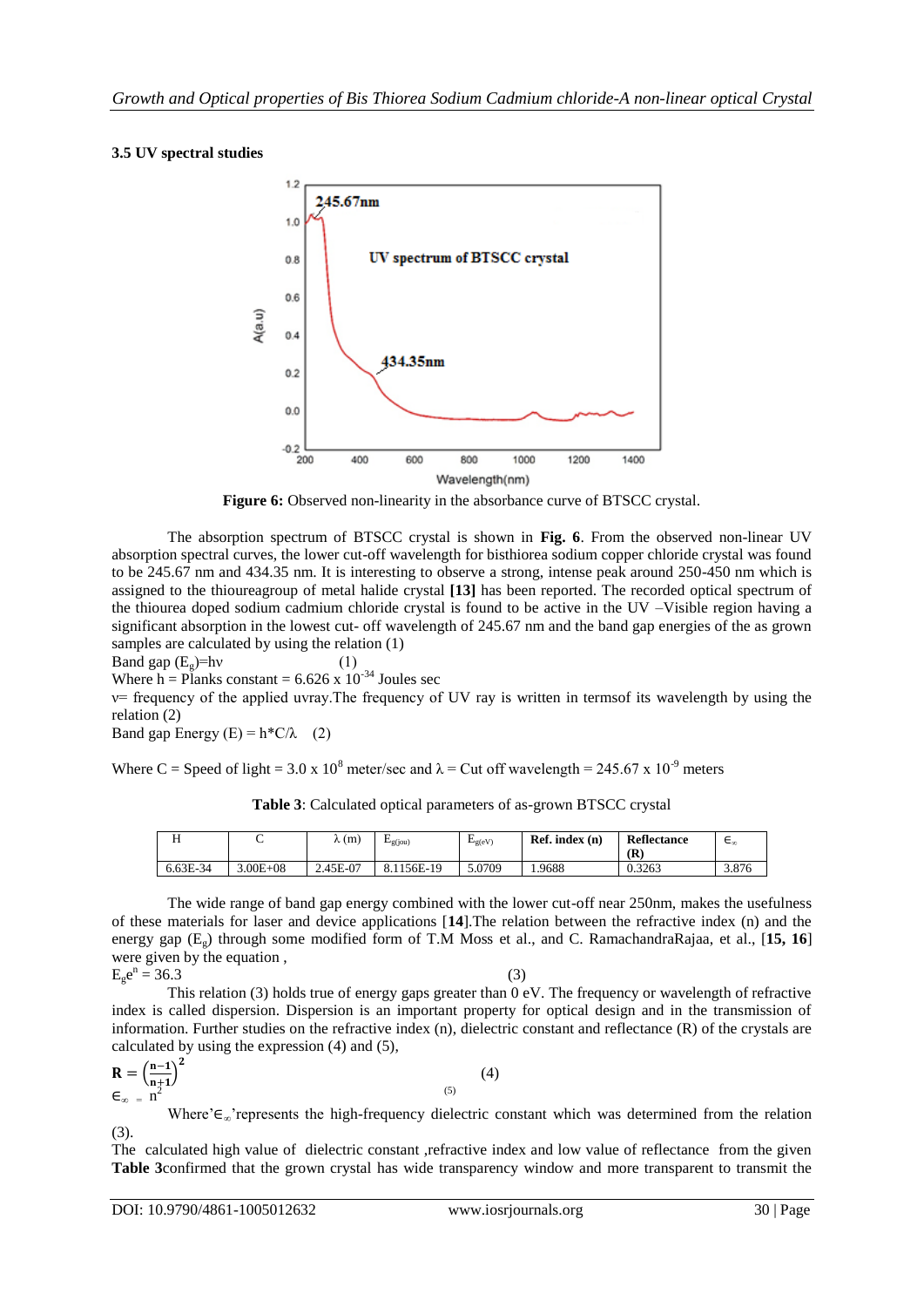### 3.5 UV spectral studies

**Figure 6:** Observed non-linearity in the absorbance curve of BTSCC crystal.

The absorption spectrum of BTSCC crystal is shown in **Fig. 6**. From the observed non-linear UV absorption spectral curves, the lower cut-off wavelength for bisthiorea sodium copper chloride crystal was found to be 245.67 nm and 434.35 nm. It is interesting to observe a strong, intense peak around 250-450 nm which is assigned to the thioureagroup of metal halide crystal **[13]** has been reported. The recorded optical spectrum of the thiourea doped sodium cadmium chloride crystal is found to be active in the UV –Visible region having a significant absorption in the lowest cut- off wavelength of 245.67 nm and the band gap energies of the as grown samples are calculated by using the relation (1)

Band gap ($E_g$)=hν (1)

Where h = Planks constant = 6.626 x $10^{-34}$ Joules sec

ν= frequency of the applied uvray.The frequency of UV ray is written in termsof its wavelength by using the relation (2)

Band gap Energy (E) = h*C/λ (2)

Where C = Speed of light = 3.0 x $10^8$ meter/sec and λ = Cut off wavelength = 245.67 x $10^{-9}$ meters

**Table 3**: Calculated optical parameters of as-grown BTSCC crystal

| H | C | λ (m) | $E_{g(jou)}$ | $E_{g(eV)}$ | **Ref. index (n)** | **Reflectance (R)** | $\epsilon_\infty$ |
|---|---|---|---|---|---|---|---|
| 6.63E-34 | 3.00E+08 | 2.45E-07 | 8.1156E-19 | 5.0709 | 1.9688 | 0.3263 | 3.876 |

The wide range of band gap energy combined with the lower cut-off near 250nm, makes the usefulness of these materials for laser and device applications [**14**].The relation between the refractive index (n) and the energy gap ($E_g$) through some modified form of T.M Moss et al., and C. RamachandraRajaa, et al., [**15, 16**] were given by the equation ,

$E_g e^n = 36.3$ (3)

This relation (3) holds true of energy gaps greater than 0 eV. The frequency or wavelength of refractive index is called dispersion. Dispersion is an important property for optical design and in the transmission of information. Further studies on the refractive index (n), dielectric constant and reflectance (R) of the crystals are calculated by using the expression (4) and (5),

$$\mathbf{R} = \left(\frac{\mathbf{n-1}}{\mathbf{n+1}}\right)^{\mathbf{2}} \quad (4)$$

$$\epsilon_\infty = n^2 \quad (5)$$

Where'$\epsilon_\infty$'represents the high-frequency dielectric constant which was determined from the relation (3).

The calculated high value of dielectric constant ,refractive index and low value of reflectance from the given **Table 3**confirmed that the grown crystal has wide transparency window and more transparent to transmit the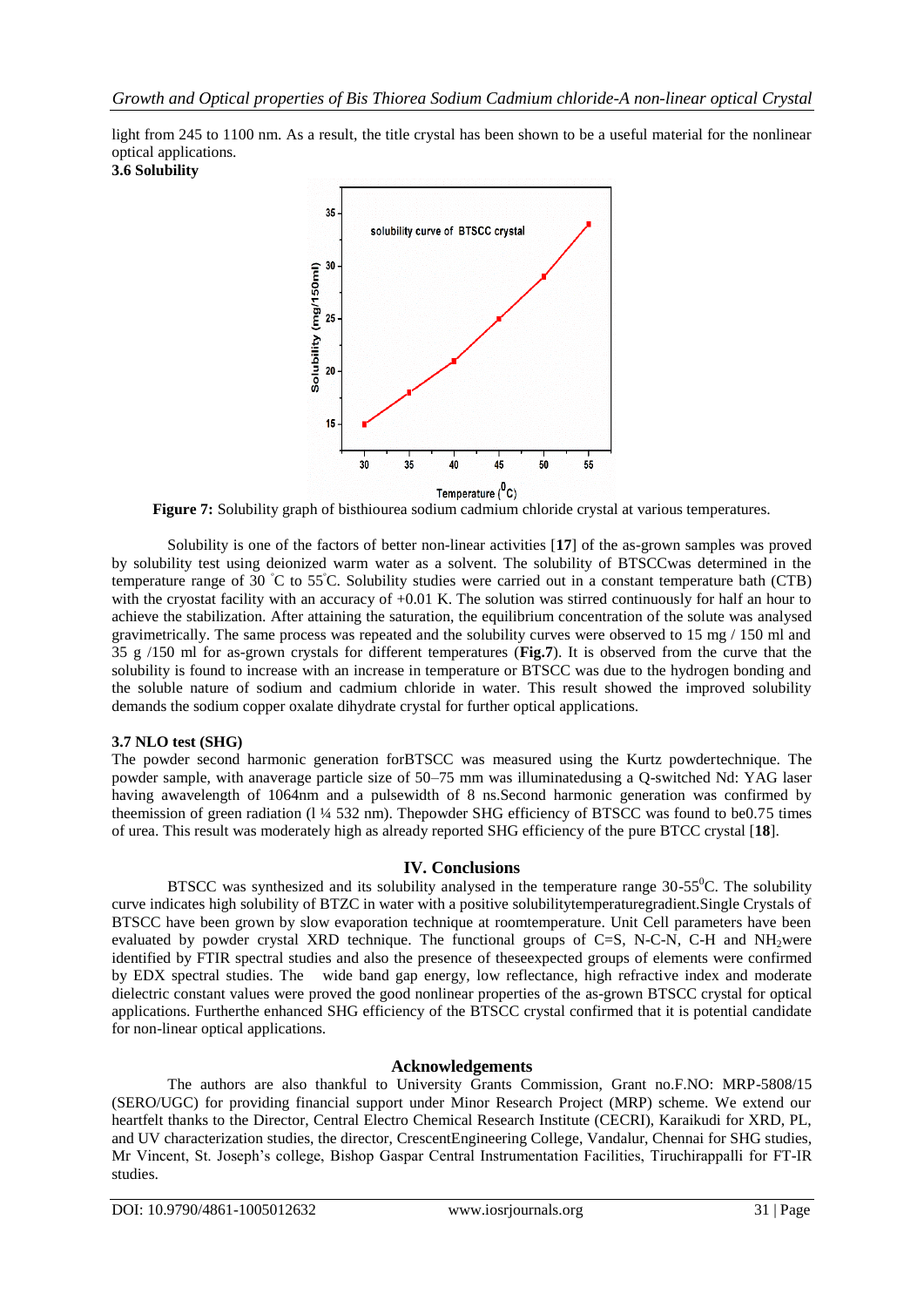light from 245 to 1100 nm. As a result, the title crystal has been shown to be a useful material for the nonlinear optical applications.

### 3.6 Solubility

**Figure 7:** Solubility graph of bisthiourea sodium cadmium chloride crystal at various temperatures.

Solubility is one of the factors of better non-linear activities [**17**] of the as-grown samples was proved by solubility test using deionized warm water as a solvent. The solubility of BTSCCwas determined in the temperature range of 30 °C to 55°C. Solubility studies were carried out in a constant temperature bath (CTB) with the cryostat facility with an accuracy of +0.01 K. The solution was stirred continuously for half an hour to achieve the stabilization. After attaining the saturation, the equilibrium concentration of the solute was analysed gravimetrically. The same process was repeated and the solubility curves were observed to 15 mg / 150 ml and 35 g /150 ml for as-grown crystals for different temperatures (**Fig.7**). It is observed from the curve that the solubility is found to increase with an increase in temperature or BTSCC was due to the hydrogen bonding and the soluble nature of sodium and cadmium chloride in water. This result showed the improved solubility demands the sodium copper oxalate dihydrate crystal for further optical applications.

### 3.7 NLO test (SHG)

The powder second harmonic generation forBTSCC was measured using the Kurtz powdertechnique. The powder sample, with anaverage particle size of 50–75 mm was illuminatedusing a Q-switched Nd: YAG laser having awavelength of 1064nm and a pulsewidth of 8 ns.Second harmonic generation was confirmed by theemission of green radiation (l ¼ 532 nm). Thepowder SHG efficiency of BTSCC was found to be0.75 times of urea. This result was moderately high as already reported SHG efficiency of the pure BTCC crystal [**18**].

## IV. Conclusions

BTSCC was synthesized and its solubility analysed in the temperature range 30-55$^{0}$C. The solubility curve indicates high solubility of BTZC in water with a positive solubilitytemperaturegradient.Single Crystals of BTSCC have been grown by slow evaporation technique at roomtemperature. Unit Cell parameters have been evaluated by powder crystal XRD technique. The functional groups of C=S, N-C-N, C-H and $NH_2$were identified by FTIR spectral studies and also the presence of theseexpected groups of elements were confirmed by EDX spectral studies. The wide band gap energy, low reflectance, high refractive index and moderate dielectric constant values were proved the good nonlinear properties of the as-grown BTSCC crystal for optical applications. Furtherthe enhanced SHG efficiency of the BTSCC crystal confirmed that it is potential candidate for non-linear optical applications.

## Acknowledgements

The authors are also thankful to University Grants Commission, Grant no.F.NO: MRP-5808/15 (SERO/UGC) for providing financial support under Minor Research Project (MRP) scheme. We extend our heartfelt thanks to the Director, Central Electro Chemical Research Institute (CECRI), Karaikudi for XRD, PL, and UV characterization studies, the director, CrescentEngineering College, Vandalur, Chennai for SHG studies, Mr Vincent, St. Joseph's college, Bishop Gaspar Central Instrumentation Facilities, Tiruchirappalli for FT-IR studies.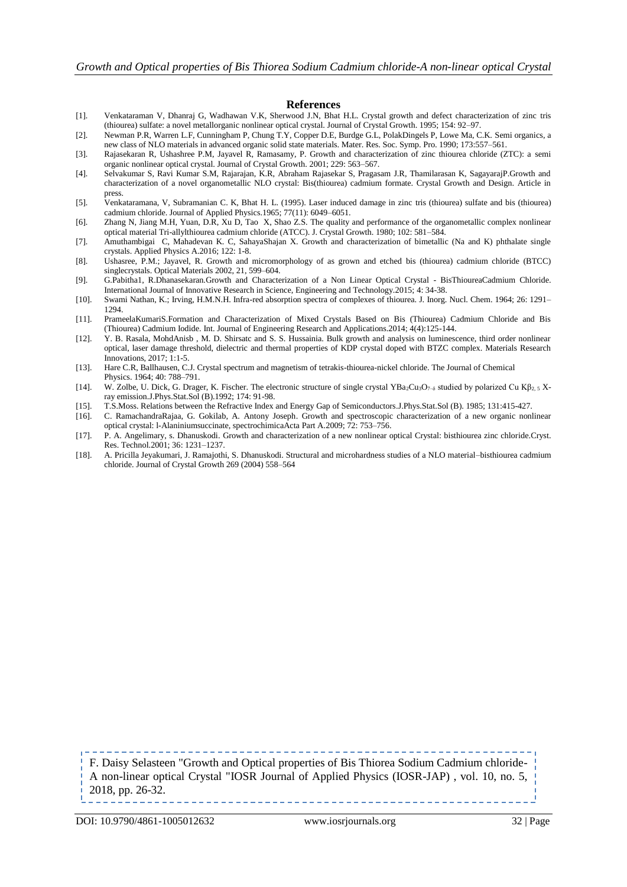## References

[1]. Venkataraman V, Dhanraj G, Wadhawan V.K, Sherwood J.N, Bhat H.L. Crystal growth and defect characterization of zinc tris (thiourea) sulfate: a novel metallorganic nonlinear optical crystal. Journal of Crystal Growth. 1995; 154: 92–97.

[2]. Newman P.R, Warren L.F, Cunningham P, Chung T.Y, Copper D.E, Burdge G.L, PolakDingels P, Lowe Ma, C.K. Semi organics, a new class of NLO materials in advanced organic solid state materials. Mater. Res. Soc. Symp. Pro. 1990; 173:557–561.

[3]. Rajasekaran R, Ushashree P.M, Jayavel R, Ramasamy, P. Growth and characterization of zinc thiourea chloride (ZTC): a semi organic nonlinear optical crystal. Journal of Crystal Growth. 2001; 229: 563–567.

[4]. Selvakumar S, Ravi Kumar S.M, Rajarajan, K.R, Abraham Rajasekar S, Pragasam J.R, Thamilarasan K, SagayarajP.Growth and characterization of a novel organometallic NLO crystal: Bis(thiourea) cadmium formate. Crystal Growth and Design. Article in press.

[5]. Venkataramana, V, Subramanian C. K, Bhat H. L. (1995). Laser induced damage in zinc tris (thiourea) sulfate and bis (thiourea) cadmium chloride. Journal of Applied Physics.1965; 77(11): 6049–6051.

[6]. Zhang N, Jiang M.H, Yuan, D.R, Xu D, Tao X, Shao Z.S. The quality and performance of the organometallic complex nonlinear optical material Tri-allylthiourea cadmium chloride (ATCC). J. Crystal Growth. 1980; 102: 581–584.

[7]. Amuthambigai C, Mahadevan K. C, SahayaShajan X. Growth and characterization of bimetallic (Na and K) phthalate single crystals. Applied Physics A.2016; 122: 1-8.

[8]. Ushasree, P.M.; Jayavel, R. Growth and micromorphology of as grown and etched bis (thiourea) cadmium chloride (BTCC) singlecrystals. Optical Materials 2002, 21, 599–604.

[9]. G.Pabitha1, R.Dhanasekaran.Growth and Characterization of a Non Linear Optical Crystal - BisThioureaCadmium Chloride. International Journal of Innovative Research in Science, Engineering and Technology.2015; 4: 34-38.

[10]. Swami Nathan, K.; Irving, H.M.N.H. Infra-red absorption spectra of complexes of thiourea. J. Inorg. Nucl. Chem. 1964; 26: 1291–1294.

[11]. PrameelaKumariS.Formation and Characterization of Mixed Crystals Based on Bis (Thiourea) Cadmium Chloride and Bis (Thiourea) Cadmium Iodide. Int. Journal of Engineering Research and Applications.2014; 4(4):125-144.

[12]. Y. B. Rasala, MohdAnisb , M. D. Shirsatc and S. S. Hussainia. Bulk growth and analysis on luminescence, third order nonlinear optical, laser damage threshold, dielectric and thermal properties of KDP crystal doped with BTZC complex. Materials Research Innovations, 2017; 1:1-5.

[13]. Hare C.R, Ballhausen, C.J. Crystal spectrum and magnetism of tetrakis-thiourea-nickel chloride. The Journal of Chemical Physics. 1964; 40: 788–791.

[14]. W. Zolbe, U. Dick, G. Drager, K. Fischer. The electronic structure of single crystal $YBa_2Cu_3O_{7-\delta}$ studied by polarized Cu $K\beta_{2,5}$ X-ray emission.J.Phys.Stat.Sol (B).1992; 174: 91-98.

[15]. T.S.Moss. Relations between the Refractive Index and Energy Gap of Semiconductors.J.Phys.Stat.Sol (B). 1985; 131:415-427.

[16]. C. RamachandraRajaa, G. Gokilab, A. Antony Joseph. Growth and spectroscopic characterization of a new organic nonlinear optical crystal: l-Alaniniumsuccinate, spectrochimicaActa Part A.2009; 72: 753–756.

[17]. P. A. Angelimary, s. Dhanuskodi. Growth and characterization of a new nonlinear optical Crystal: bisthiourea zinc chloride.Cryst. Res. Technol.2001; 36: 1231–1237.

[18]. A. Pricilla Jeyakumari, J. Ramajothi, S. Dhanuskodi. Structural and microhardness studies of a NLO material–bisthiourea cadmium chloride. Journal of Crystal Growth 269 (2004) 558–564

F. Daisy Selasteen "Growth and Optical properties of Bis Thiorea Sodium Cadmium chloride-A non-linear optical Crystal "IOSR Journal of Applied Physics (IOSR-JAP) , vol. 10, no. 5, 2018, pp. 26-32.